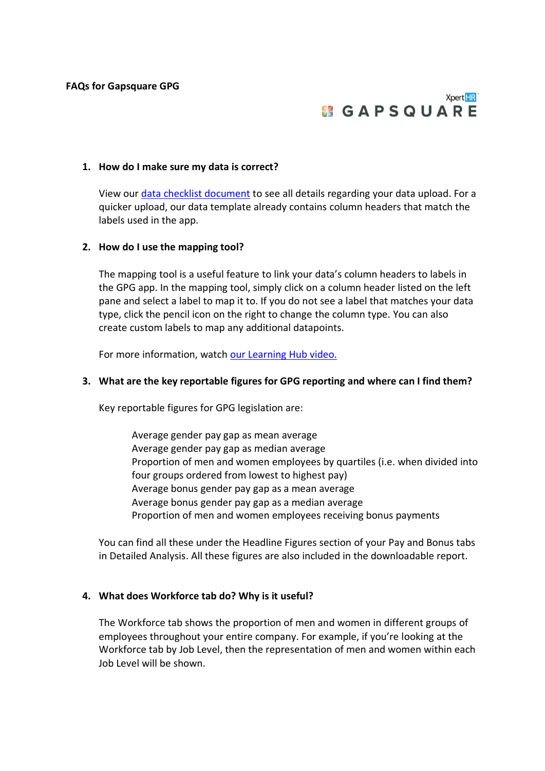**FAQs for Gapsquare GPG**

XpertHR GAPSQUARE

1. **How do I make sure my data is correct?**

   View our data checklist document to see all details regarding your data upload. For a quicker upload, our data template already contains column headers that match the labels used in the app.

2. **How do I use the mapping tool?**

   The mapping tool is a useful feature to link your data's column headers to labels in the GPG app. In the mapping tool, simply click on a column header listed on the left pane and select a label to map it to. If you do not see a label that matches your data type, click the pencil icon on the right to change the column type. You can also create custom labels to map any additional datapoints.

   For more information, watch our Learning Hub video.

3. **What are the key reportable figures for GPG reporting and where can I find them?**

   Key reportable figures for GPG legislation are:

   - Average gender pay gap as mean average
   - Average gender pay gap as median average
   - Proportion of men and women employees by quartiles (i.e. when divided into four groups ordered from lowest to highest pay)
   - Average bonus gender pay gap as a mean average
   - Average bonus gender pay gap as a median average
   - Proportion of men and women employees receiving bonus payments

   You can find all these under the Headline Figures section of your Pay and Bonus tabs in Detailed Analysis. All these figures are also included in the downloadable report.

4. **What does Workforce tab do? Why is it useful?**

   The Workforce tab shows the proportion of men and women in different groups of employees throughout your entire company. For example, if you're looking at the Workforce tab by Job Level, then the representation of men and women within each Job Level will be shown.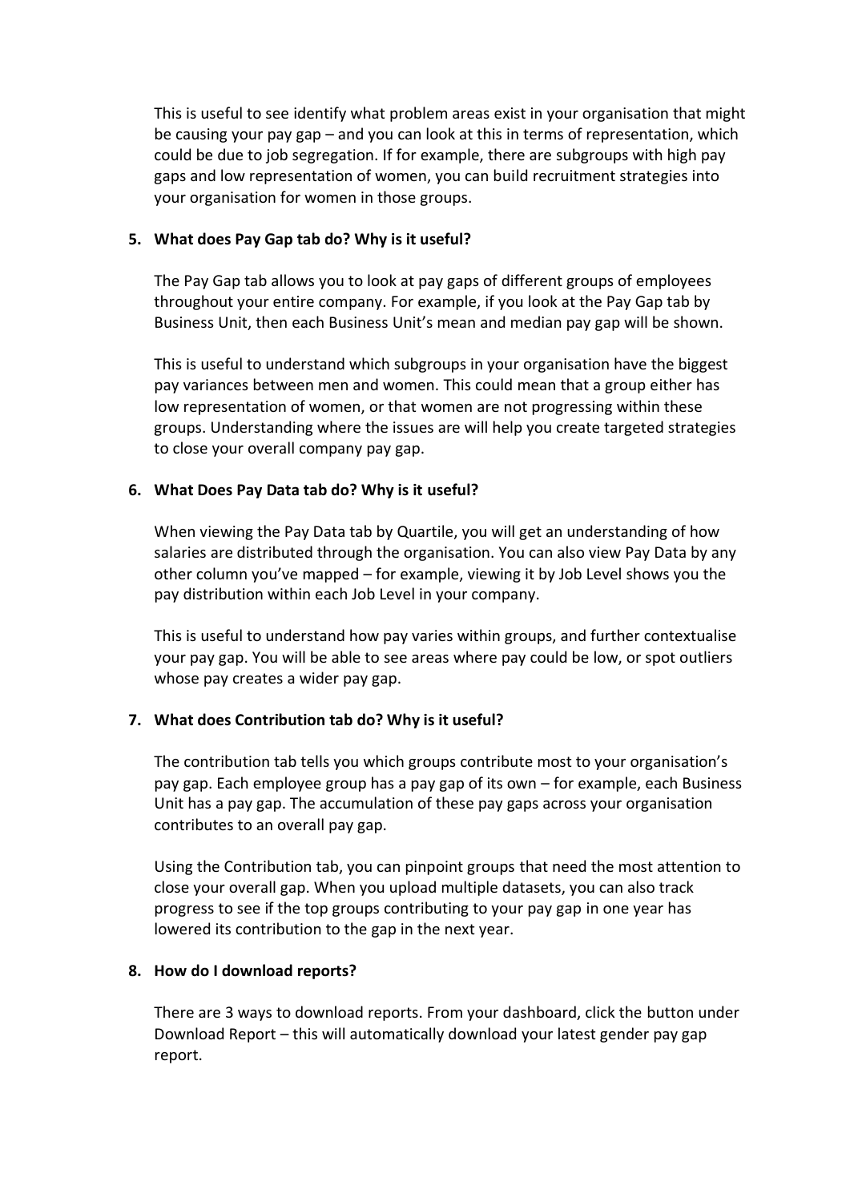This is useful to see identify what problem areas exist in your organisation that might be causing your pay gap – and you can look at this in terms of representation, which could be due to job segregation. If for example, there are subgroups with high pay gaps and low representation of women, you can build recruitment strategies into your organisation for women in those groups.

5. **What does Pay Gap tab do? Why is it useful?**

   The Pay Gap tab allows you to look at pay gaps of different groups of employees throughout your entire company. For example, if you look at the Pay Gap tab by Business Unit, then each Business Unit's mean and median pay gap will be shown.

   This is useful to understand which subgroups in your organisation have the biggest pay variances between men and women. This could mean that a group either has low representation of women, or that women are not progressing within these groups. Understanding where the issues are will help you create targeted strategies to close your overall company pay gap.

6. **What Does Pay Data tab do? Why is it useful?**

   When viewing the Pay Data tab by Quartile, you will get an understanding of how salaries are distributed through the organisation. You can also view Pay Data by any other column you've mapped – for example, viewing it by Job Level shows you the pay distribution within each Job Level in your company.

   This is useful to understand how pay varies within groups, and further contextualise your pay gap. You will be able to see areas where pay could be low, or spot outliers whose pay creates a wider pay gap.

7. **What does Contribution tab do? Why is it useful?**

   The contribution tab tells you which groups contribute most to your organisation's pay gap. Each employee group has a pay gap of its own – for example, each Business Unit has a pay gap. The accumulation of these pay gaps across your organisation contributes to an overall pay gap.

   Using the Contribution tab, you can pinpoint groups that need the most attention to close your overall gap. When you upload multiple datasets, you can also track progress to see if the top groups contributing to your pay gap in one year has lowered its contribution to the gap in the next year.

8. **How do I download reports?**

   There are 3 ways to download reports. From your dashboard, click the button under Download Report – this will automatically download your latest gender pay gap report.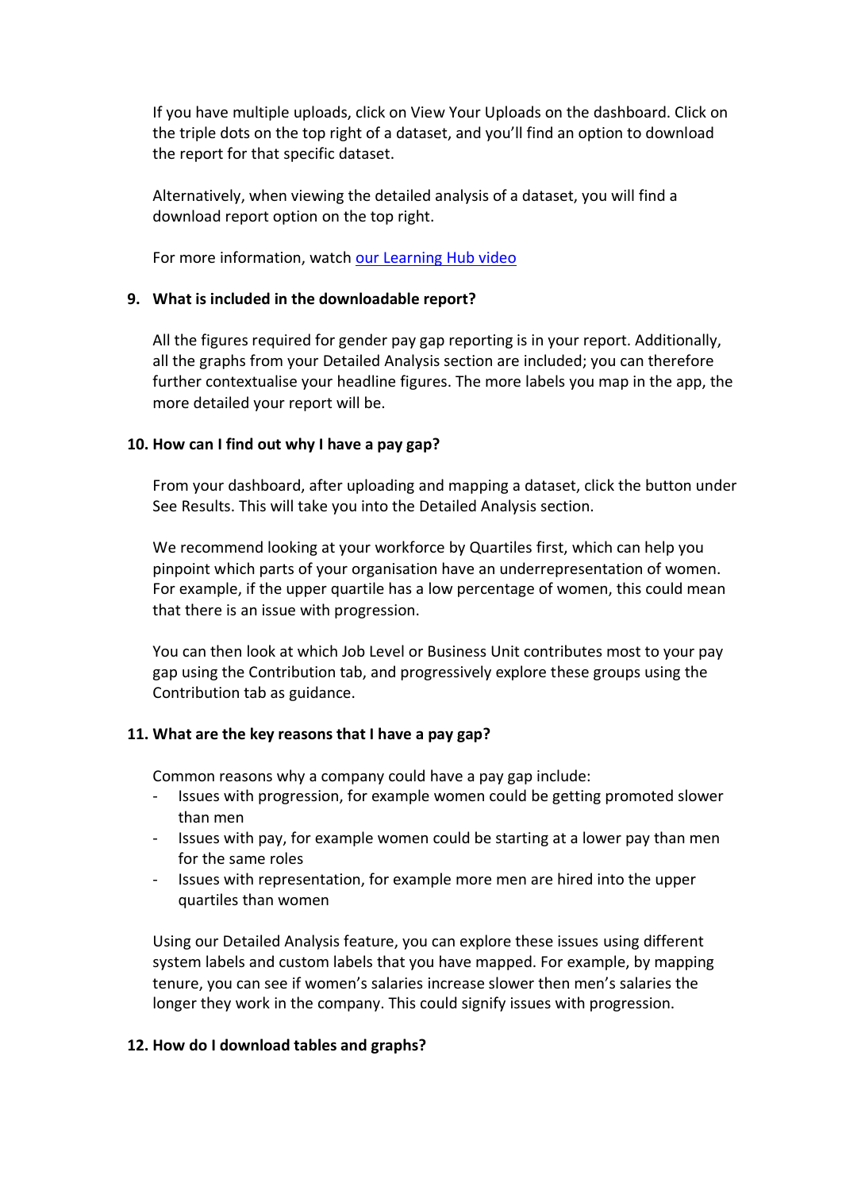If you have multiple uploads, click on View Your Uploads on the dashboard. Click on the triple dots on the top right of a dataset, and you'll find an option to download the report for that specific dataset.

Alternatively, when viewing the detailed analysis of a dataset, you will find a download report option on the top right.

For more information, watch our Learning Hub video

**9. What is included in the downloadable report?**

All the figures required for gender pay gap reporting is in your report. Additionally, all the graphs from your Detailed Analysis section are included; you can therefore further contextualise your headline figures. The more labels you map in the app, the more detailed your report will be.

**10. How can I find out why I have a pay gap?**

From your dashboard, after uploading and mapping a dataset, click the button under See Results. This will take you into the Detailed Analysis section.

We recommend looking at your workforce by Quartiles first, which can help you pinpoint which parts of your organisation have an underrepresentation of women. For example, if the upper quartile has a low percentage of women, this could mean that there is an issue with progression.

You can then look at which Job Level or Business Unit contributes most to your pay gap using the Contribution tab, and progressively explore these groups using the Contribution tab as guidance.

**11. What are the key reasons that I have a pay gap?**

Common reasons why a company could have a pay gap include:

- Issues with progression, for example women could be getting promoted slower than men
- Issues with pay, for example women could be starting at a lower pay than men for the same roles
- Issues with representation, for example more men are hired into the upper quartiles than women

Using our Detailed Analysis feature, you can explore these issues using different system labels and custom labels that you have mapped. For example, by mapping tenure, you can see if women's salaries increase slower then men's salaries the longer they work in the company. This could signify issues with progression.

**12. How do I download tables and graphs?**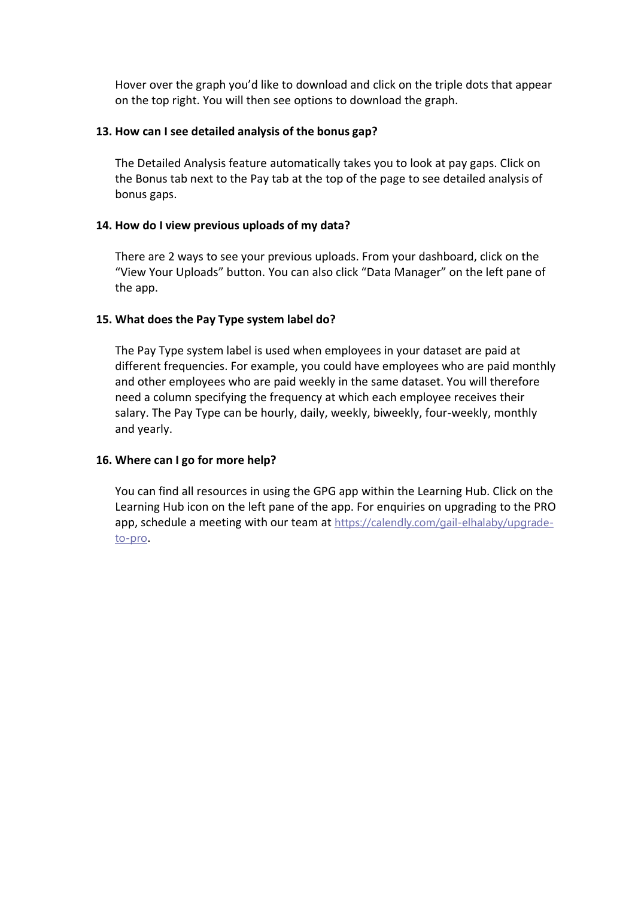Hover over the graph you'd like to download and click on the triple dots that appear on the top right. You will then see options to download the graph.

**13. How can I see detailed analysis of the bonus gap?**

The Detailed Analysis feature automatically takes you to look at pay gaps. Click on the Bonus tab next to the Pay tab at the top of the page to see detailed analysis of bonus gaps.

**14. How do I view previous uploads of my data?**

There are 2 ways to see your previous uploads. From your dashboard, click on the "View Your Uploads" button. You can also click "Data Manager" on the left pane of the app.

**15. What does the Pay Type system label do?**

The Pay Type system label is used when employees in your dataset are paid at different frequencies. For example, you could have employees who are paid monthly and other employees who are paid weekly in the same dataset. You will therefore need a column specifying the frequency at which each employee receives their salary. The Pay Type can be hourly, daily, weekly, biweekly, four-weekly, monthly and yearly.

**16. Where can I go for more help?**

You can find all resources in using the GPG app within the Learning Hub. Click on the Learning Hub icon on the left pane of the app. For enquiries on upgrading to the PRO app, schedule a meeting with our team at https://calendly.com/gail-elhalaby/upgrade-to-pro.